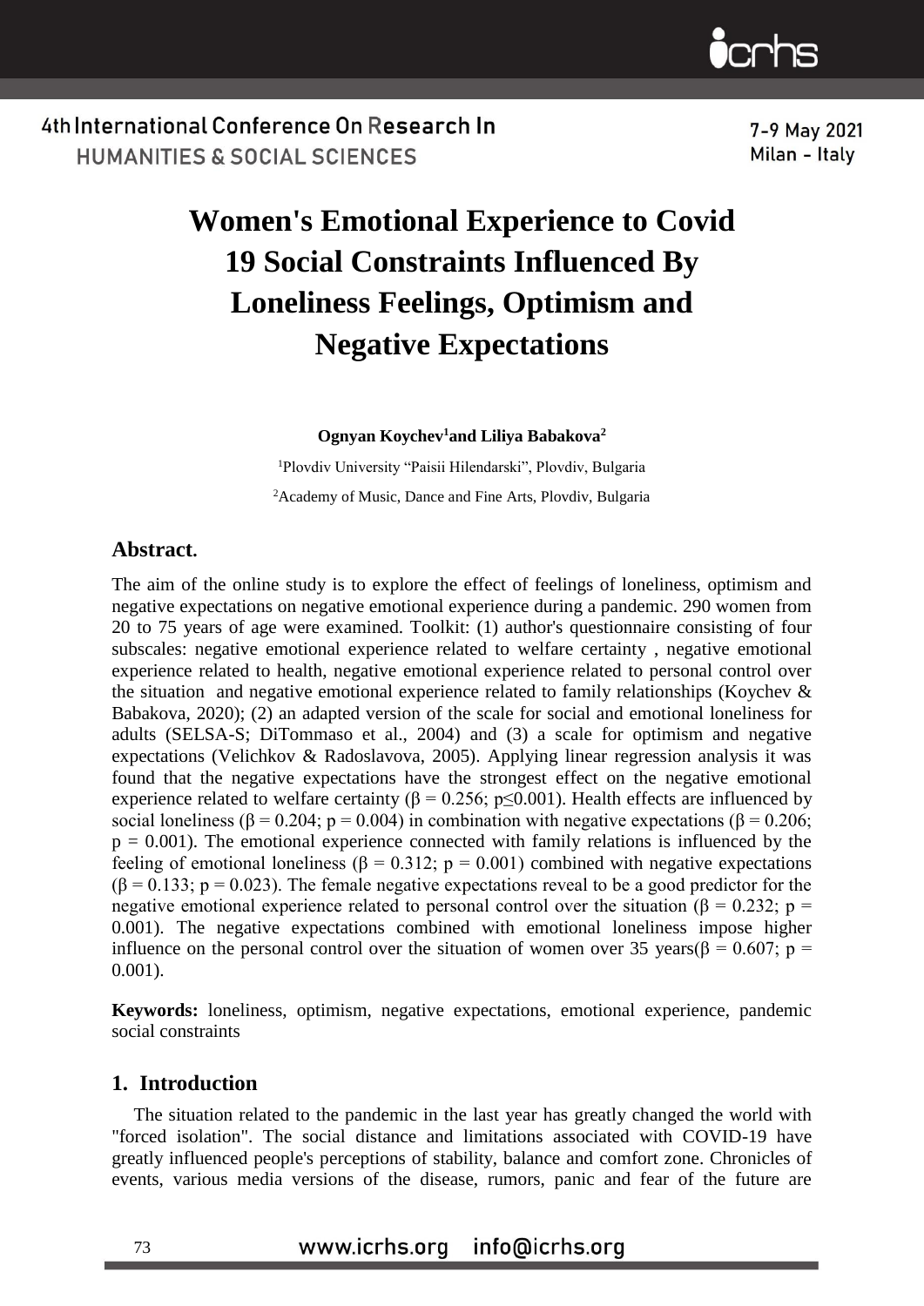# Women's Emotional Experience to Covid 19 Social Constraints Influenced By Loneliness Feelings, Optimism and Negative Expectations

**Ognyan Koychev[1] and Liliya Babakova[2]**

[1]Plovdiv University "Paisii Hilendarski", Plovdiv, Bulgaria

[2]Academy of Music, Dance and Fine Arts, Plovdiv, Bulgaria

## Abstract.

The aim of the online study is to explore the effect of feelings of loneliness, optimism and negative expectations on negative emotional experience during a pandemic. 290 women from 20 to 75 years of age were examined. Toolkit: (1) author's questionnaire consisting of four subscales: negative emotional experience related to welfare certainty , negative emotional experience related to health, negative emotional experience related to personal control over the situation and negative emotional experience related to family relationships (Koychev & Babakova, 2020); (2) an adapted version of the scale for social and emotional loneliness for adults (SELSA-S; DiTommaso et al., 2004) and (3) a scale for optimism and negative expectations (Velichkov & Radoslavova, 2005). Applying linear regression analysis it was found that the negative expectations have the strongest effect on the negative emotional experience related to welfare certainty ($\beta = 0.256$; $p \leq 0.001$). Health effects are influenced by social loneliness ($\beta = 0.204$; $p = 0.004$) in combination with negative expectations ($\beta = 0.206$; $p = 0.001$). The emotional experience connected with family relations is influenced by the feeling of emotional loneliness ($\beta = 0.312$; $p = 0.001$) combined with negative expectations ($\beta = 0.133$; $p = 0.023$). The female negative expectations reveal to be a good predictor for the negative emotional experience related to personal control over the situation ($\beta = 0.232$; $p = 0.001$). The negative expectations combined with emotional loneliness impose higher influence on the personal control over the situation of women over 35 years($\beta = 0.607$; $p = 0.001$).

**Keywords:** loneliness, optimism, negative expectations, emotional experience, pandemic social constraints

## 1. Introduction

The situation related to the pandemic in the last year has greatly changed the world with "forced isolation". The social distance and limitations associated with COVID-19 have greatly influenced people's perceptions of stability, balance and comfort zone. Chronicles of events, various media versions of the disease, rumors, panic and fear of the future are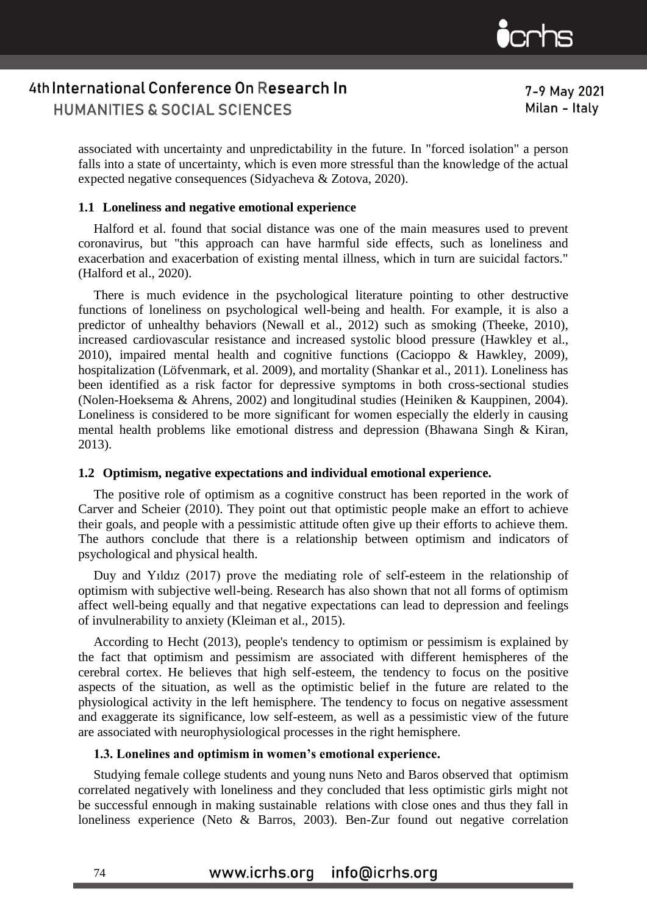associated with uncertainty and unpredictability in the future. In "forced isolation" a person falls into a state of uncertainty, which is even more stressful than the knowledge of the actual expected negative consequences (Sidyacheva & Zotova, 2020).

### 1.1 Loneliness and negative emotional experience

Halford et al. found that social distance was one of the main measures used to prevent coronavirus, but "this approach can have harmful side effects, such as loneliness and exacerbation and exacerbation of existing mental illness, which in turn are suicidal factors." (Halford et al., 2020).

There is much evidence in the psychological literature pointing to other destructive functions of loneliness on psychological well-being and health. For example, it is also a predictor of unhealthy behaviors (Newall et al., 2012) such as smoking (Theeke, 2010), increased cardiovascular resistance and increased systolic blood pressure (Hawkley et al., 2010), impaired mental health and cognitive functions (Cacioppo & Hawkley, 2009), hospitalization (Löfvenmark, et al. 2009), and mortality (Shankar et al., 2011). Loneliness has been identified as a risk factor for depressive symptoms in both cross-sectional studies (Nolen-Hoeksema & Ahrens, 2002) and longitudinal studies (Heiniken & Kauppinen, 2004). Loneliness is considered to be more significant for women especially the elderly in causing mental health problems like emotional distress and depression (Bhawana Singh & Kiran, 2013).

### 1.2 Optimism, negative expectations and individual emotional experience.

The positive role of optimism as a cognitive construct has been reported in the work of Carver and Scheier (2010). They point out that optimistic people make an effort to achieve their goals, and people with a pessimistic attitude often give up their efforts to achieve them. The authors conclude that there is a relationship between optimism and indicators of psychological and physical health.

Duy and Yıldız (2017) prove the mediating role of self-esteem in the relationship of optimism with subjective well-being. Research has also shown that not all forms of optimism affect well-being equally and that negative expectations can lead to depression and feelings of invulnerability to anxiety (Kleiman et al., 2015).

According to Hecht (2013), people's tendency to optimism or pessimism is explained by the fact that optimism and pessimism are associated with different hemispheres of the cerebral cortex. He believes that high self-esteem, the tendency to focus on the positive aspects of the situation, as well as the optimistic belief in the future are related to the physiological activity in the left hemisphere. The tendency to focus on negative assessment and exaggerate its significance, low self-esteem, as well as a pessimistic view of the future are associated with neurophysiological processes in the right hemisphere.

### 1.3. Lonelines and optimism in women's emotional experience.

Studying female college students and young nuns Neto and Baros observed that optimism correlated negatively with loneliness and they concluded that less optimistic girls might not be successful ennough in making sustainable relations with close ones and thus they fall in loneliness experience (Neto & Barros, 2003). Ben-Zur found out negative correlation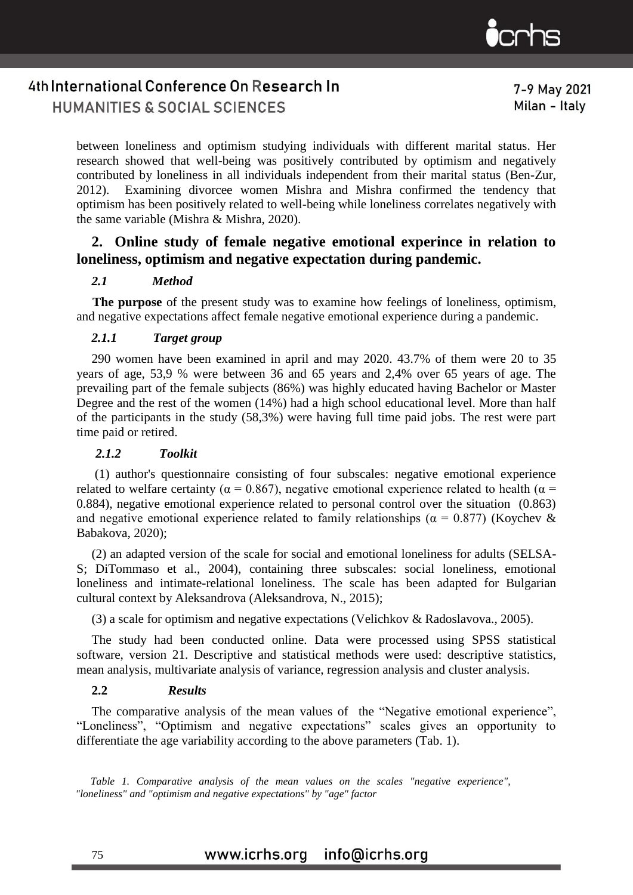between loneliness and optimism studying individuals with different marital status. Her research showed that well-being was positively contributed by optimism and negatively contributed by loneliness in all individuals independent from their marital status (Ben-Zur, 2012). Examining divorcee women Mishra and Mishra confirmed the tendency that optimism has been positively related to well-being while loneliness correlates negatively with the same variable (Mishra & Mishra, 2020).

## 2. Online study of female negative emotional experince in relation to loneliness, optimism and negative expectation during pandemic.

### *2.1 Method*

**The purpose** of the present study was to examine how feelings of loneliness, optimism, and negative expectations affect female negative emotional experience during a pandemic.

#### *2.1.1 Target group*

290 women have been examined in april and may 2020. 43.7% of them were 20 to 35 years of age, 53,9 % were between 36 and 65 years and 2,4% over 65 years of age. The prevailing part of the female subjects (86%) was highly educated having Bachelor or Master Degree and the rest of the women (14%) had a high school educational level. More than half of the participants in the study (58,3%) were having full time paid jobs. The rest were part time paid or retired.

#### *2.1.2 Toolkit*

(1) author's questionnaire consisting of four subscales: negative emotional experience related to welfare certainty ($\alpha = 0.867$), negative emotional experience related to health ($\alpha = 0.884$), negative emotional experience related to personal control over the situation (0.863) and negative emotional experience related to family relationships ($\alpha = 0.877$) (Koychev & Babakova, 2020);

(2) an adapted version of the scale for social and emotional loneliness for adults (SELSA-S; DiTommaso et al., 2004), containing three subscales: social loneliness, emotional loneliness and intimate-relational loneliness. The scale has been adapted for Bulgarian cultural context by Aleksandrova (Aleksandrova, N., 2015);

(3) a scale for optimism and negative expectations (Velichkov & Radoslavova., 2005).

The study had been conducted online. Data were processed using SPSS statistical software, version 21. Descriptive and statistical methods were used: descriptive statistics, mean analysis, multivariate analysis of variance, regression analysis and cluster analysis.

### 2.2 *Results*

The comparative analysis of the mean values of the "Negative emotional experience", "Loneliness", "Optimism and negative expectations" scales gives an opportunity to differentiate the age variability according to the above parameters (Tab. 1).

*Table 1. Comparative analysis of the mean values on the scales "negative experience", "loneliness" and "optimism and negative expectations" by "age" factor*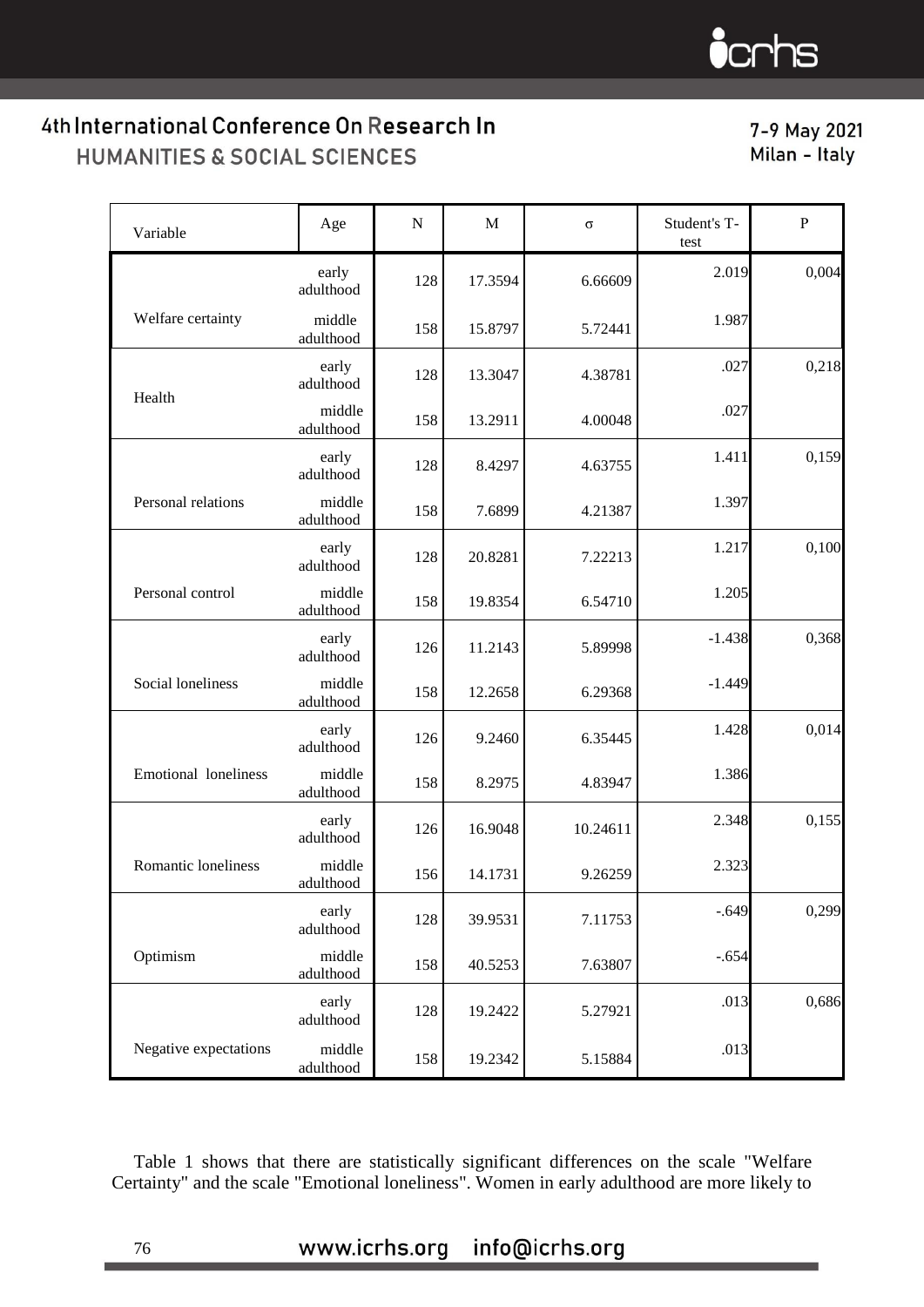| Variable | Age | N | M | σ | Student's T-test | P |
|---|---|---|---|---|---|---|
| Welfare certainty | early adulthood | 128 | 17.3594 | 6.66609 | 2.019 | 0,004 |
| | middle adulthood | 158 | 15.8797 | 5.72441 | 1.987 | |
| Health | early adulthood | 128 | 13.3047 | 4.38781 | .027 | 0,218 |
| | middle adulthood | 158 | 13.2911 | 4.00048 | .027 | |
| Personal relations | early adulthood | 128 | 8.4297 | 4.63755 | 1.411 | 0,159 |
| | middle adulthood | 158 | 7.6899 | 4.21387 | 1.397 | |
| Personal control | early adulthood | 128 | 20.8281 | 7.22213 | 1.217 | 0,100 |
| | middle adulthood | 158 | 19.8354 | 6.54710 | 1.205 | |
| Social loneliness | early adulthood | 126 | 11.2143 | 5.89998 | -1.438 | 0,368 |
| | middle adulthood | 158 | 12.2658 | 6.29368 | -1.449 | |
| Emotional loneliness | early adulthood | 126 | 9.2460 | 6.35445 | 1.428 | 0,014 |
| | middle adulthood | 158 | 8.2975 | 4.83947 | 1.386 | |
| Romantic loneliness | early adulthood | 126 | 16.9048 | 10.24611 | 2.348 | 0,155 |
| | middle adulthood | 156 | 14.1731 | 9.26259 | 2.323 | |
| Optimism | early adulthood | 128 | 39.9531 | 7.11753 | -.649 | 0,299 |
| | middle adulthood | 158 | 40.5253 | 7.63807 | -.654 | |
| Negative expectations | early adulthood | 128 | 19.2422 | 5.27921 | .013 | 0,686 |
| | middle adulthood | 158 | 19.2342 | 5.15884 | .013 | |

Table 1 shows that there are statistically significant differences on the scale "Welfare Certainty" and the scale "Emotional loneliness". Women in early adulthood are more likely to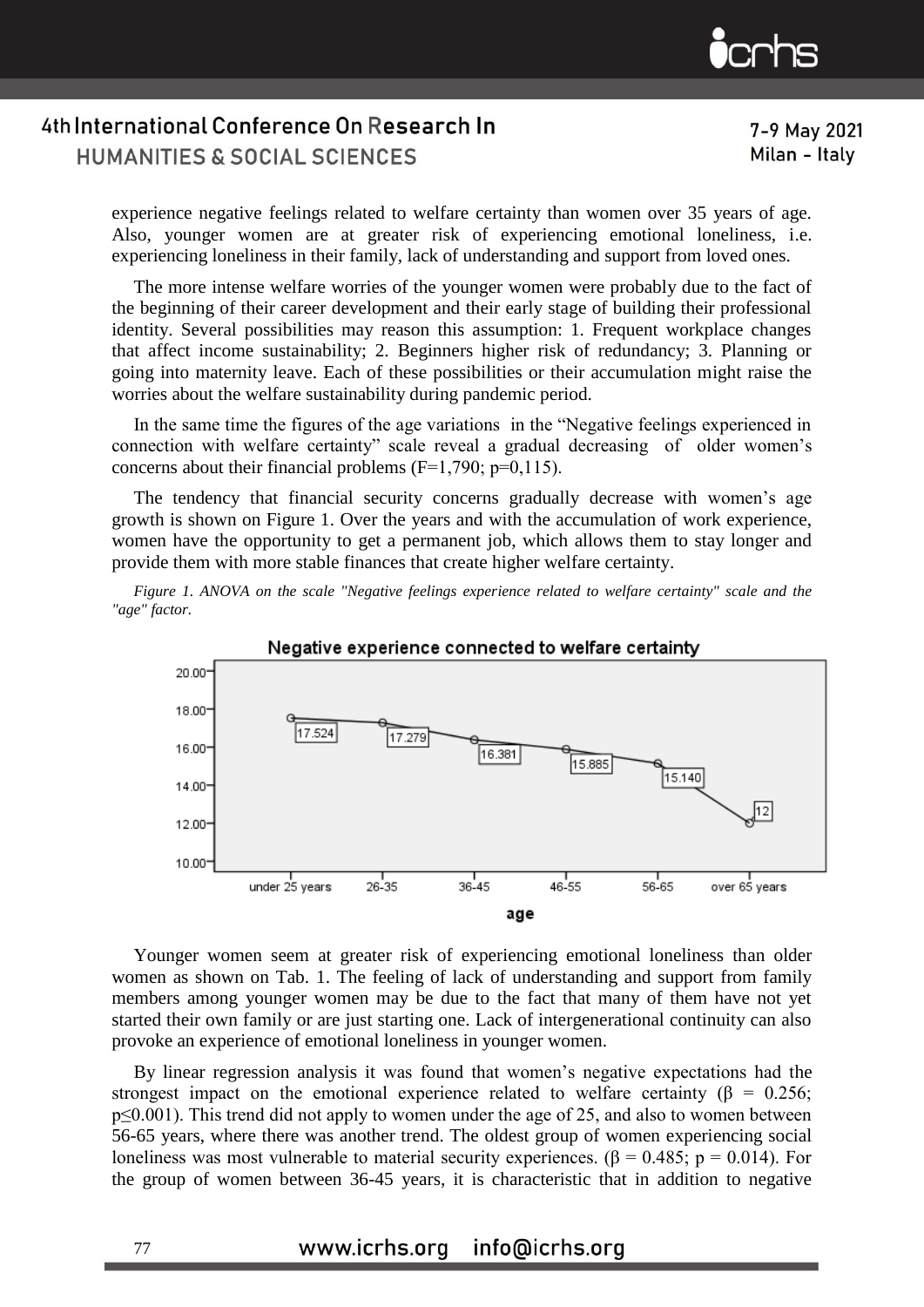experience negative feelings related to welfare certainty than women over 35 years of age. Also, younger women are at greater risk of experiencing emotional loneliness, i.e. experiencing loneliness in their family, lack of understanding and support from loved ones.

The more intense welfare worries of the younger women were probably due to the fact of the beginning of their career development and their early stage of building their professional identity. Several possibilities may reason this assumption: 1. Frequent workplace changes that affect income sustainability; 2. Beginners higher risk of redundancy; 3. Planning or going into maternity leave. Each of these possibilities or their accumulation might raise the worries about the welfare sustainability during pandemic period.

In the same time the figures of the age variations in the "Negative feelings experienced in connection with welfare certainty" scale reveal a gradual decreasing of older women's concerns about their financial problems ($F=1{,}790$; $p=0{,}115$).

The tendency that financial security concerns gradually decrease with women's age growth is shown on Figure 1. Over the years and with the accumulation of work experience, women have the opportunity to get a permanent job, which allows them to stay longer and provide them with more stable finances that create higher welfare certainty.

*Figure 1. ANOVA on the scale "Negative feelings experience related to welfare certainty" scale and the "age" factor.*

Younger women seem at greater risk of experiencing emotional loneliness than older women as shown on Tab. 1. The feeling of lack of understanding and support from family members among younger women may be due to the fact that many of them have not yet started their own family or are just starting one. Lack of intergenerational continuity can also provoke an experience of emotional loneliness in younger women.

By linear regression analysis it was found that women's negative expectations had the strongest impact on the emotional experience related to welfare certainty ($\beta = 0.256$; $p \leq 0.001$). This trend did not apply to women under the age of 25, and also to women between 56-65 years, where there was another trend. The oldest group of women experiencing social loneliness was most vulnerable to material security experiences. ($\beta = 0.485$; $p = 0.014$). For the group of women between 36-45 years, it is characteristic that in addition to negative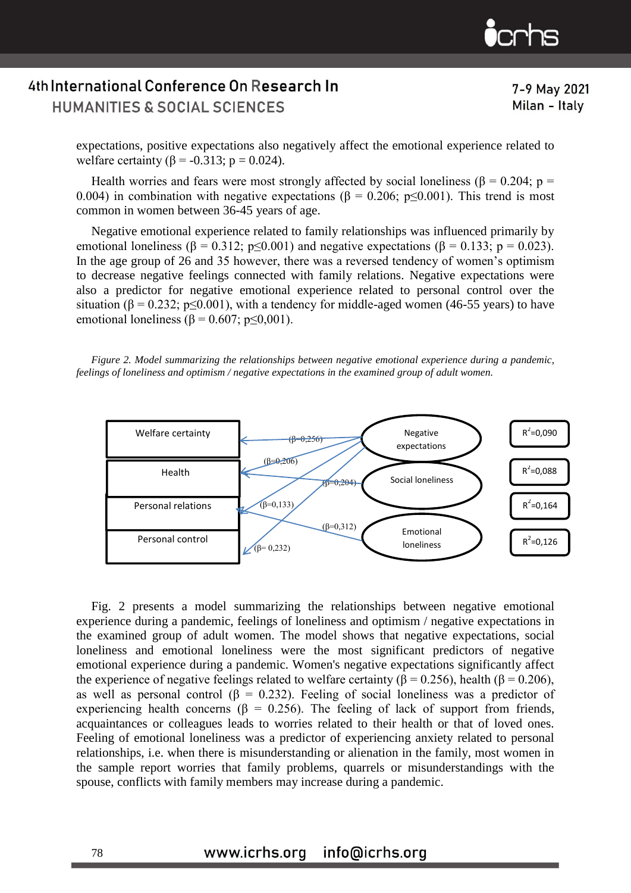expectations, positive expectations also negatively affect the emotional experience related to welfare certainty (β = -0.313; p = 0.024).

Health worries and fears were most strongly affected by social loneliness (β = 0.204; p = 0.004) in combination with negative expectations (β = 0.206; p≤0.001). This trend is most common in women between 36-45 years of age.

Negative emotional experience related to family relationships was influenced primarily by emotional loneliness (β = 0.312; p≤0.001) and negative expectations (β = 0.133; p = 0.023). In the age group of 26 and 35 however, there was a reversed tendency of women's optimism to decrease negative feelings connected with family relations. Negative expectations were also a predictor for negative emotional experience related to personal control over the situation (β = 0.232; p≤0.001), with a tendency for middle-aged women (46-55 years) to have emotional loneliness (β = 0.607; p≤0,001).

*Figure 2. Model summarizing the relationships between negative emotional experience during a pandemic, feelings of loneliness and optimism / negative expectations in the examined group of adult women.*

| Outcome | Predictor paths | $R^2$ |
|---|---|---|
| Welfare certainty | Negative expectations (β=0,256) | $R^2$=0,090 |
| Health | Negative expectations (β=0,206); Social loneliness (β=0,204) | $R^2$=0,088 |
| Personal relations | Negative expectations (β=0,133); Emotional loneliness (β=0,312) | $R^2$=0,164 |
| Personal control | Negative expectations (β= 0,232) | $R^2$=0,126 |

Fig. 2 presents a model summarizing the relationships between negative emotional experience during a pandemic, feelings of loneliness and optimism / negative expectations in the examined group of adult women. The model shows that negative expectations, social loneliness and emotional loneliness were the most significant predictors of negative emotional experience during a pandemic. Women's negative expectations significantly affect the experience of negative feelings related to welfare certainty (β = 0.256), health (β = 0.206), as well as personal control (β = 0.232). Feeling of social loneliness was a predictor of experiencing health concerns (β = 0.256). The feeling of lack of support from friends, acquaintances or colleagues leads to worries related to their health or that of loved ones. Feeling of emotional loneliness was a predictor of experiencing anxiety related to personal relationships, i.e. when there is misunderstanding or alienation in the family, most women in the sample report worries that family problems, quarrels or misunderstandings with the spouse, conflicts with family members may increase during a pandemic.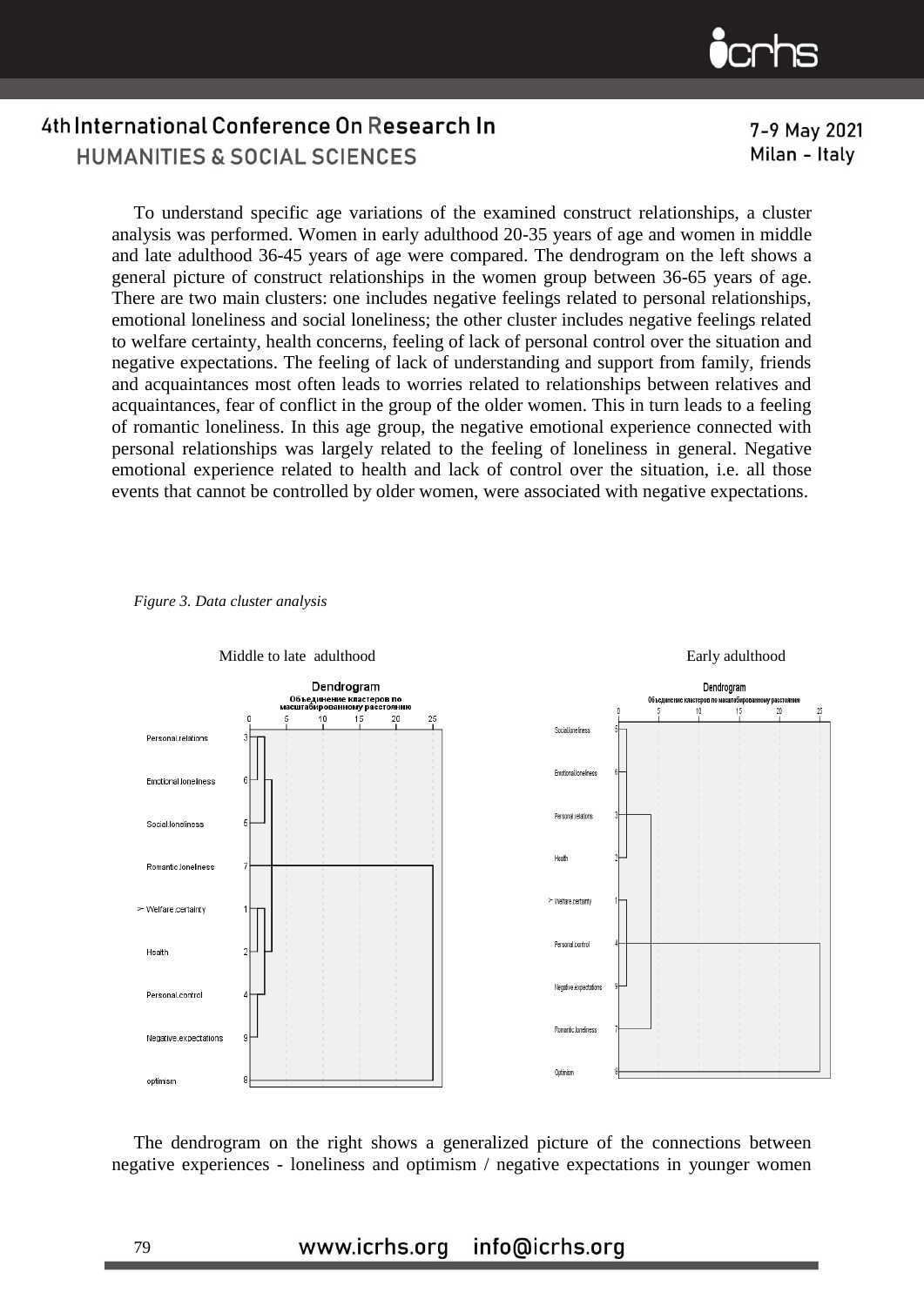To understand specific age variations of the examined construct relationships, a cluster analysis was performed. Women in early adulthood 20-35 years of age and women in middle and late adulthood 36-45 years of age were compared. The dendrogram on the left shows a general picture of construct relationships in the women group between 36-65 years of age. There are two main clusters: one includes negative feelings related to personal relationships, emotional loneliness and social loneliness; the other cluster includes negative feelings related to welfare certainty, health concerns, feeling of lack of personal control over the situation and negative expectations. The feeling of lack of understanding and support from family, friends and acquaintances most often leads to worries related to relationships between relatives and acquaintances, fear of conflict in the group of the older women. This in turn leads to a feeling of romantic loneliness. In this age group, the negative emotional experience connected with personal relationships was largely related to the feeling of loneliness in general. Negative emotional experience related to health and lack of control over the situation, i.e. all those events that cannot be controlled by older women, were associated with negative expectations.

*Figure 3. Data cluster analysis*

Middle to late adulthood

Early adulthood

The dendrogram on the right shows a generalized picture of the connections between negative experiences - loneliness and optimism / negative expectations in younger women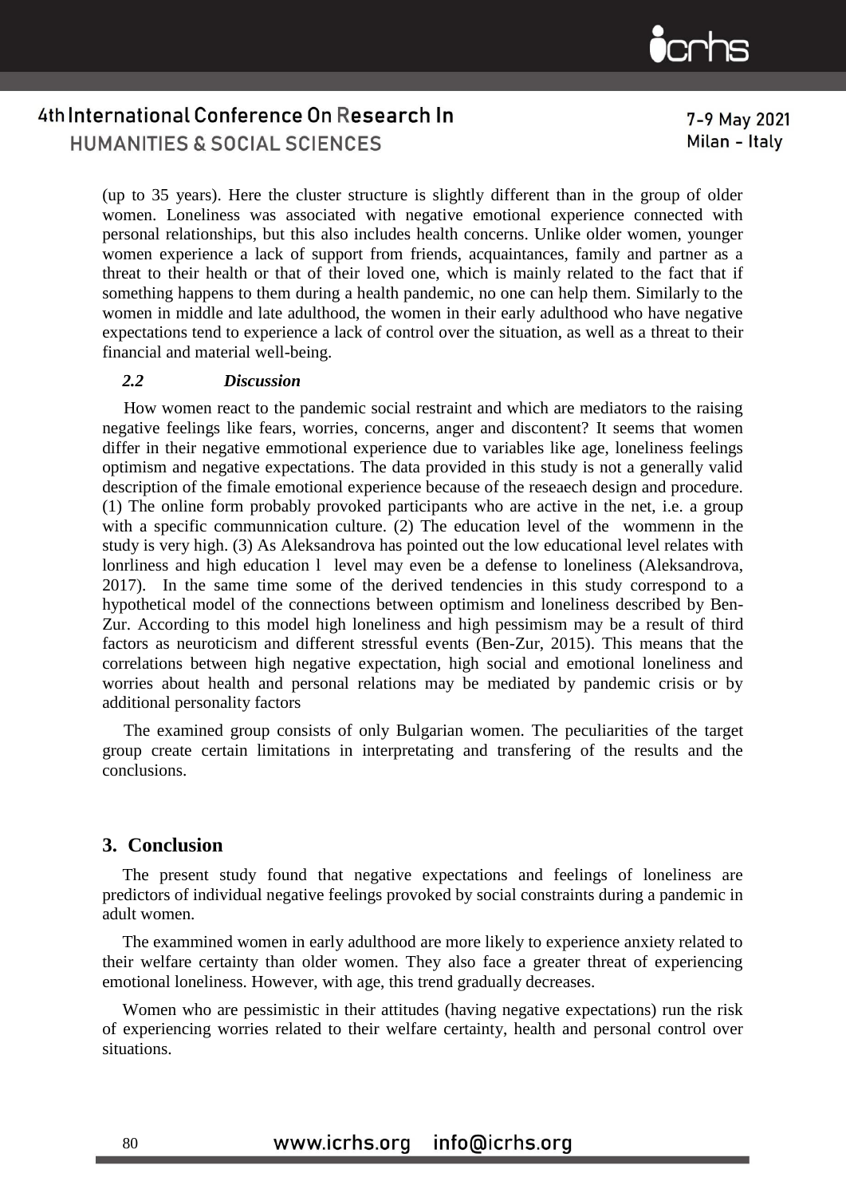(up to 35 years). Here the cluster structure is slightly different than in the group of older women. Loneliness was associated with negative emotional experience connected with personal relationships, but this also includes health concerns. Unlike older women, younger women experience a lack of support from friends, acquaintances, family and partner as a threat to their health or that of their loved one, which is mainly related to the fact that if something happens to them during a health pandemic, no one can help them. Similarly to the women in middle and late adulthood, the women in their early adulthood who have negative expectations tend to experience a lack of control over the situation, as well as a threat to their financial and material well-being.

### *2.2 Discussion*

How women react to the pandemic social restraint and which are mediators to the raising negative feelings like fears, worries, concerns, anger and discontent? It seems that women differ in their negative emmotional experience due to variables like age, loneliness feelings optimism and negative expectations. The data provided in this study is not a generally valid description of the fimale emotional experience because of the reseaech design and procedure. (1) The online form probably provoked participants who are active in the net, i.e. a group with a specific communnication culture. (2) The education level of the wommenn in the study is very high. (3) As Aleksandrova has pointed out the low educational level relates with lonrliness and high education l level may even be a defense to loneliness (Aleksandrova, 2017). In the same time some of the derived tendencies in this study correspond to a hypothetical model of the connections between optimism and loneliness described by Ben-Zur. According to this model high loneliness and high pessimism may be a result of third factors as neuroticism and different stressful events (Ben-Zur, 2015). This means that the correlations between high negative expectation, high social and emotional loneliness and worries about health and personal relations may be mediated by pandemic crisis or by additional personality factors

The examined group consists of only Bulgarian women. The peculiarities of the target group create certain limitations in interpretating and transfering of the results and the conclusions.

## 3. Conclusion

The present study found that negative expectations and feelings of loneliness are predictors of individual negative feelings provoked by social constraints during a pandemic in adult women.

The exammined women in early adulthood are more likely to experience anxiety related to their welfare certainty than older women. They also face a greater threat of experiencing emotional loneliness. However, with age, this trend gradually decreases.

Women who are pessimistic in their attitudes (having negative expectations) run the risk of experiencing worries related to their welfare certainty, health and personal control over situations.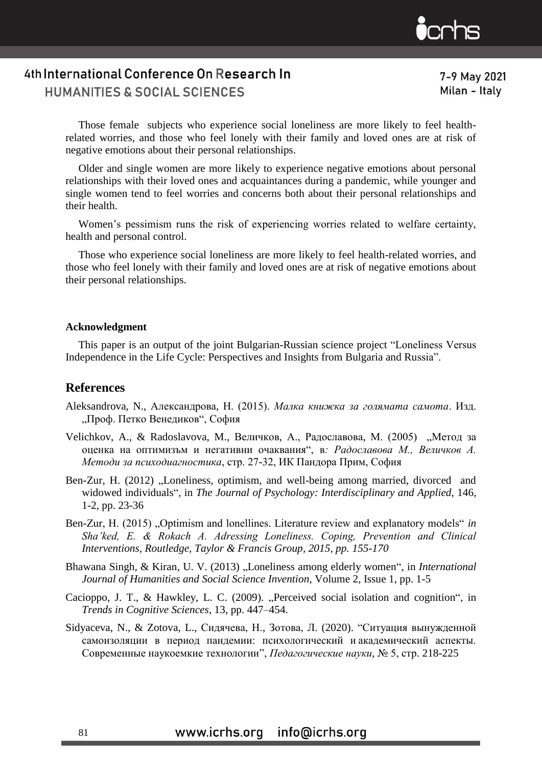Those female subjects who experience social loneliness are more likely to feel health-related worries, and those who feel lonely with their family and loved ones are at risk of negative emotions about their personal relationships.

Older and single women are more likely to experience negative emotions about personal relationships with their loved ones and acquaintances during a pandemic, while younger and single women tend to feel worries and concerns both about their personal relationships and their health.

Women's pessimism runs the risk of experiencing worries related to welfare certainty, health and personal control.

Those who experience social loneliness are more likely to feel health-related worries, and those who feel lonely with their family and loved ones are at risk of negative emotions about their personal relationships.

**Acknowledgment**

This paper is an output of the joint Bulgarian-Russian science project "Loneliness Versus Independence in the Life Cycle: Perspectives and Insights from Bulgaria and Russia".

## References

Aleksandrova, N., Александрова, Н. (2015). *Малка книжка за голямата самота*. Изд. „Проф. Петко Венедиков", София

Velichkov, A., & Radoslavova, M., Величков, А., Радославова, М. (2005) „Метод за оценка на оптимизъм и негативни очаквания", в*: Радославова М., Величков А. Методи за психодиагностика*, стр. 27-32, ИК Пандора Прим, София

Ben-Zur, H. (2012) „Loneliness, optimism, and well-being among married, divorced and widowed individuals", in *The Journal of Psychology: Interdisciplinary and Applied*, 146, 1-2, pp. 23-36

Ben-Zur, H. (2015) „Optimism and lonellines. Literature review and explanatory models" *in Sha'ked, E. & Rokach A. Adressing Loneliness. Coping, Prevention and Clinical Interventions, Routledge, Taylor & Francis Group, 2015, pp. 155-170*

Bhawana Singh, & Kiran, U. V. (2013) „Loneliness among elderly women", in *International Journal of Humanities and Social Science Invention*, Volume 2, Issue 1, pp. 1-5

Cacioppo, J. T., & Hawkley, L. C. (2009). „Perceived social isolation and cognition", in *Trends in Cognitive Sciences*, 13, pp. 447–454.

Sidyaceva, N., & Zotova, L., Сидячева, Н., Зотова, Л. (2020). "Ситуация вынужденной самоизоляции в период пандемии: психологический и академический аспекты. Современные наукоемкие технологии", *Педагогические науки*, № 5, стр. 218-225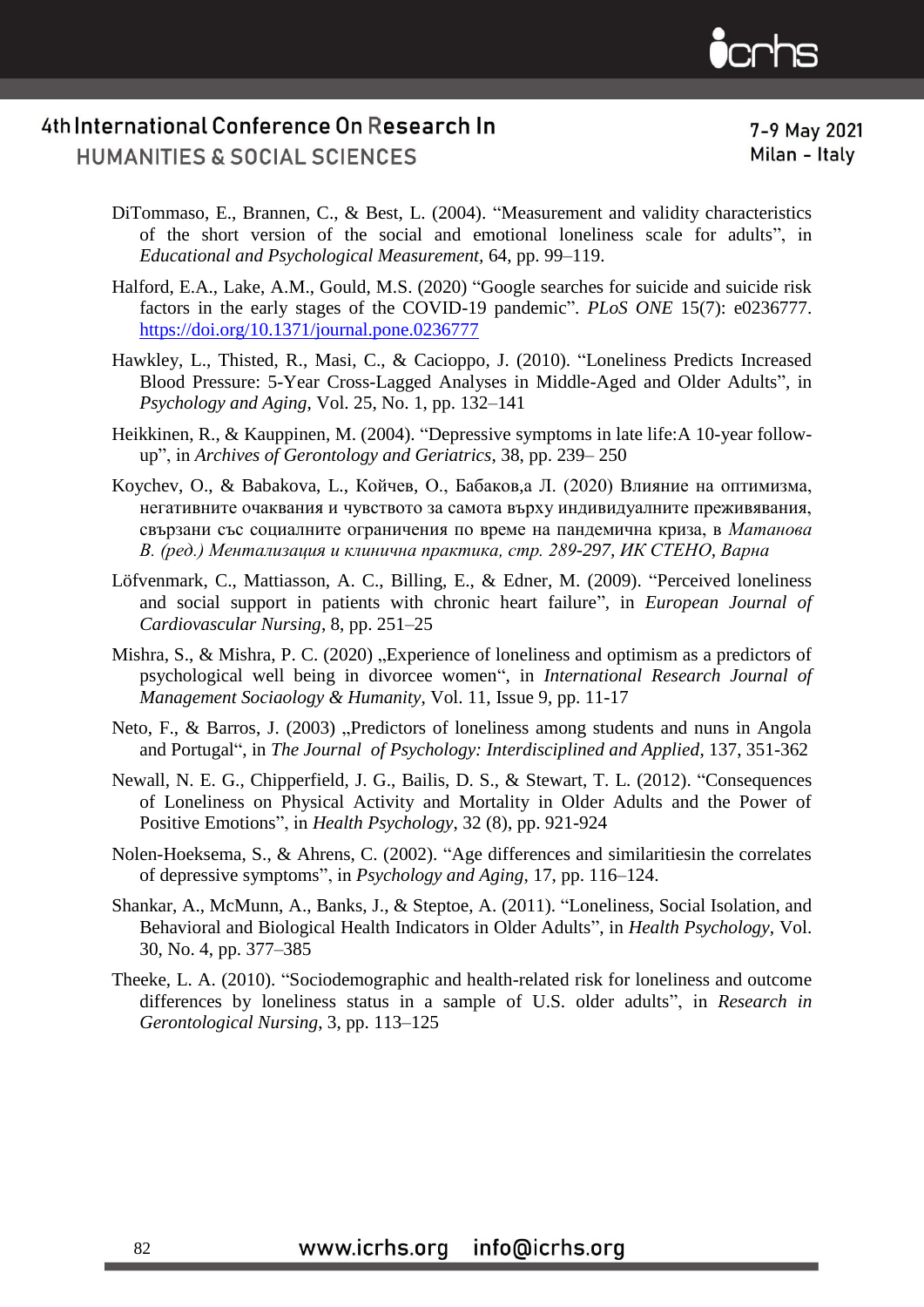DiTommaso, E., Brannen, C., & Best, L. (2004). "Measurement and validity characteristics of the short version of the social and emotional loneliness scale for adults", in *Educational and Psychological Measurement*, 64, pp. 99–119.

Halford, E.A., Lake, A.M., Gould, M.S. (2020) "Google searches for suicide and suicide risk factors in the early stages of the COVID-19 pandemic". *PLoS ONE* 15(7): e0236777. https://doi.org/10.1371/journal.pone.0236777

Hawkley, L., Thisted, R., Masi, C., & Cacioppo, J. (2010). "Loneliness Predicts Increased Blood Pressure: 5-Year Cross-Lagged Analyses in Middle-Aged and Older Adults", in *Psychology and Aging*, Vol. 25, No. 1, pp. 132–141

Heikkinen, R., & Kauppinen, M. (2004). "Depressive symptoms in late life:A 10-year follow-up", in *Archives of Gerontology and Geriatrics*, 38, pp. 239– 250

Koychev, O., & Babakova, L., Койчев, О., Бабаков,а Л. (2020) Влияние на оптимизма, негативните очаквания и чувството за самота върху индивидуалните преживявания, свързани със социалните ограничения по време на пандемична криза, в *Матанова В. (ред.) Ментализация и клинична практика, стр. 289-297, ИК СТЕНО, Варна*

Löfvenmark, C., Mattiasson, A. C., Billing, E., & Edner, M. (2009). "Perceived loneliness and social support in patients with chronic heart failure", in *European Journal of Cardiovascular Nursing*, 8, pp. 251–25

Mishra, S., & Mishra, P. C. (2020) „Experience of loneliness and optimism as a predictors of psychological well being in divorcee women", in *International Research Journal of Management Sociaology & Humanity*, Vol. 11, Issue 9, pp. 11-17

Neto, F., & Barros, J. (2003) „Predictors of loneliness among students and nuns in Angola and Portugal", in *The Journal of Psychology: Interdisciplined and Applied*, 137, 351-362

Newall, N. E. G., Chipperfield, J. G., Bailis, D. S., & Stewart, T. L. (2012). "Consequences of Loneliness on Physical Activity and Mortality in Older Adults and the Power of Positive Emotions", in *Health Psychology*, 32 (8), pp. 921-924

Nolen-Hoeksema, S., & Ahrens, C. (2002). "Age differences and similaritiesin the correlates of depressive symptoms", in *Psychology and Aging*, 17, pp. 116–124.

Shankar, A., McMunn, A., Banks, J., & Steptoe, A. (2011). "Loneliness, Social Isolation, and Behavioral and Biological Health Indicators in Older Adults", in *Health Psychology*, Vol. 30, No. 4, pp. 377–385

Theeke, L. A. (2010). "Sociodemographic and health-related risk for loneliness and outcome differences by loneliness status in a sample of U.S. older adults", in *Research in Gerontological Nursing*, 3, pp. 113–125